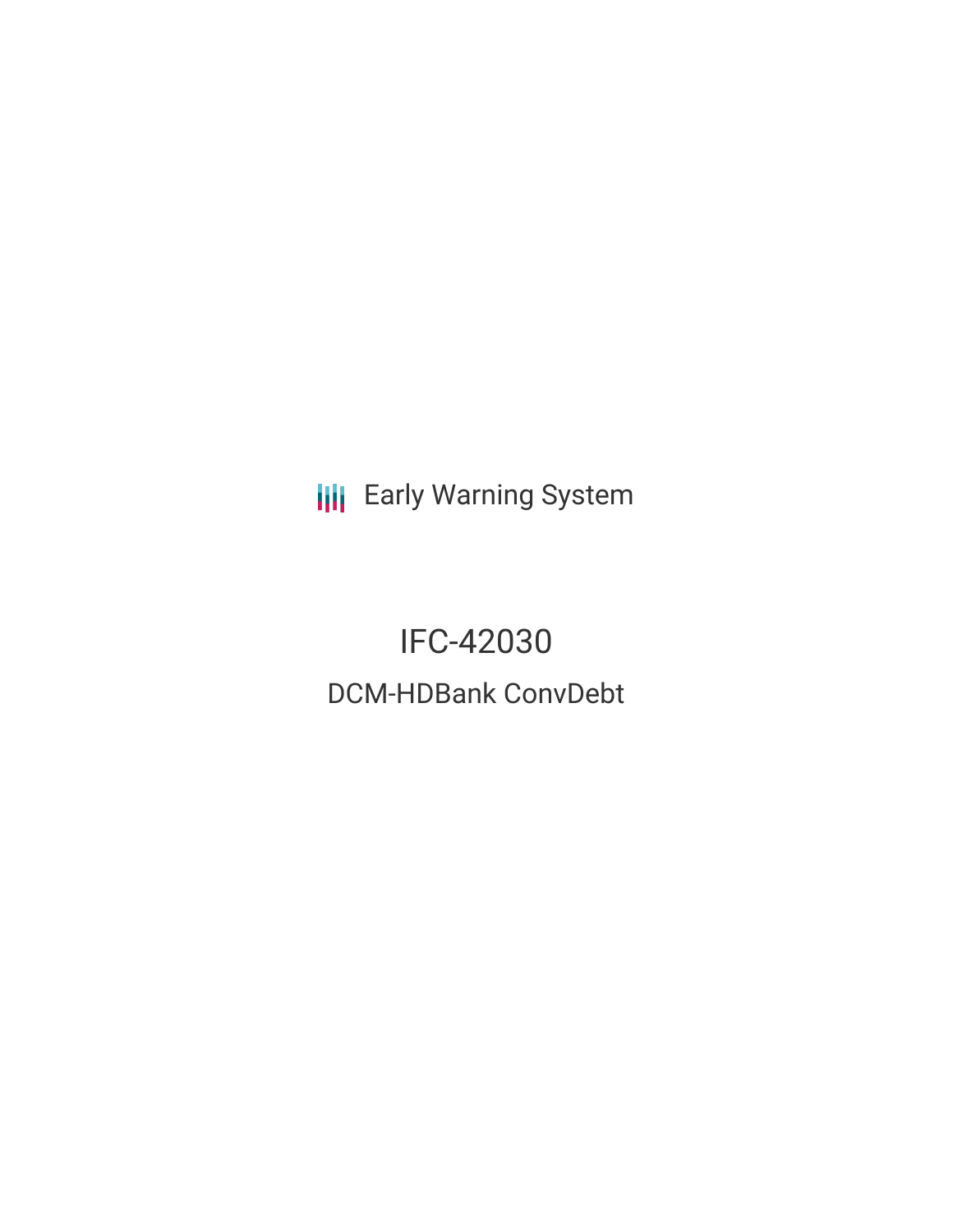Early Warning System

# IFC-42030

## DCM-HDBank ConvDebt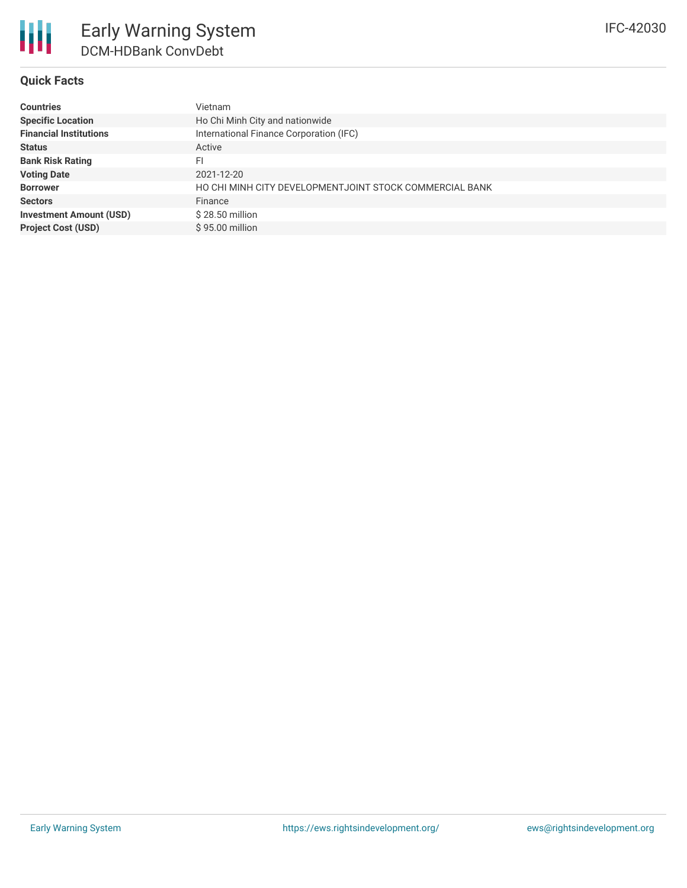# Early Warning System

## DCM-HDBank ConvDebt

IFC-42030

### Quick Facts

| | |
|---|---|
| **Countries** | Vietnam |
| **Specific Location** | Ho Chi Minh City and nationwide |
| **Financial Institutions** | International Finance Corporation (IFC) |
| **Status** | Active |
| **Bank Risk Rating** | FI |
| **Voting Date** | 2021-12-20 |
| **Borrower** | HO CHI MINH CITY DEVELOPMENTJOINT STOCK COMMERCIAL BANK |
| **Sectors** | Finance |
| **Investment Amount (USD)** | $ 28.50 million |
| **Project Cost (USD)** | $ 95.00 million |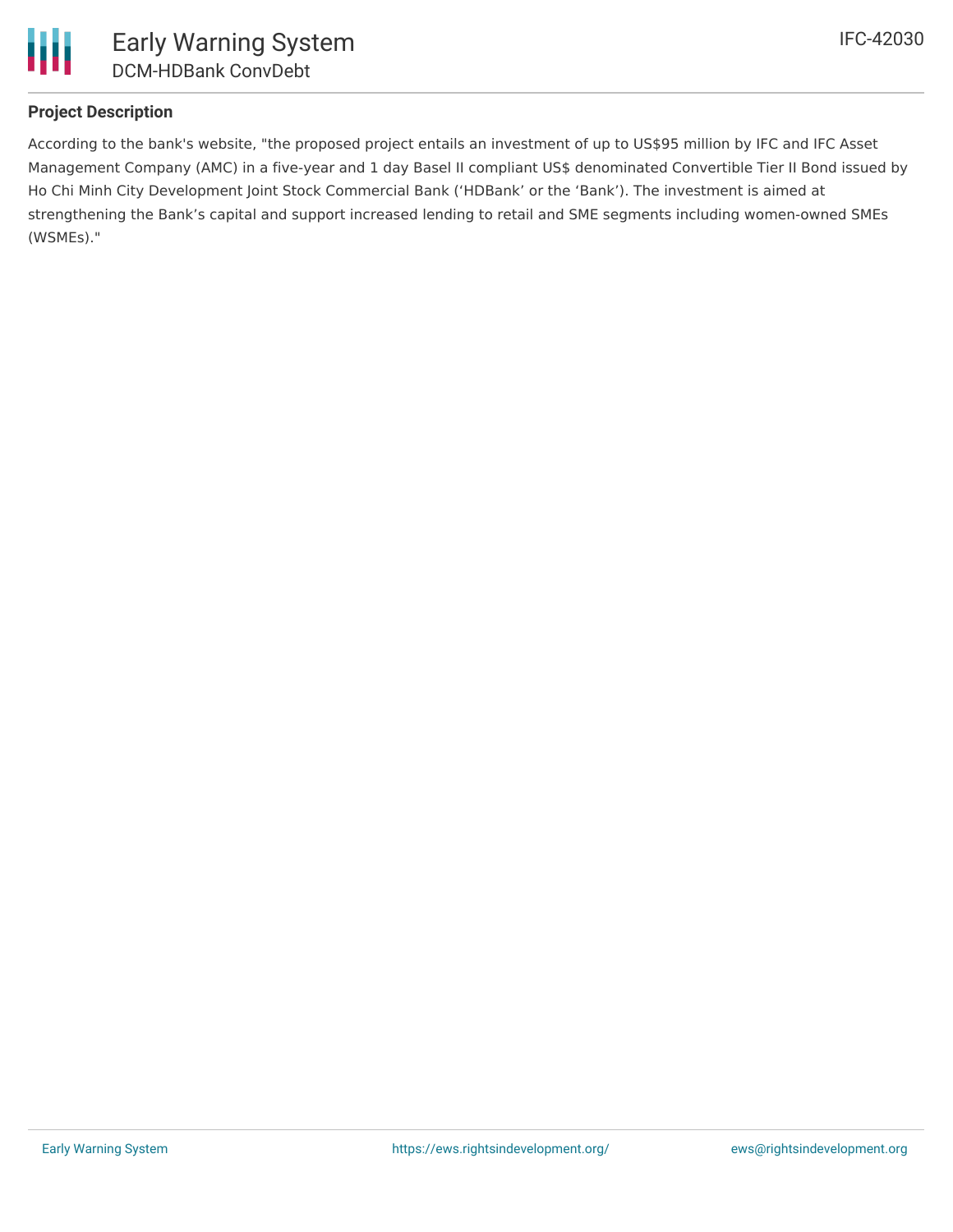## Project Description

According to the bank's website, "the proposed project entails an investment of up to US$95 million by IFC and IFC Asset Management Company (AMC) in a five-year and 1 day Basel II compliant US$ denominated Convertible Tier II Bond issued by Ho Chi Minh City Development Joint Stock Commercial Bank (‘HDBank’ or the ‘Bank’). The investment is aimed at strengthening the Bank’s capital and support increased lending to retail and SME segments including women-owned SMEs (WSMEs)."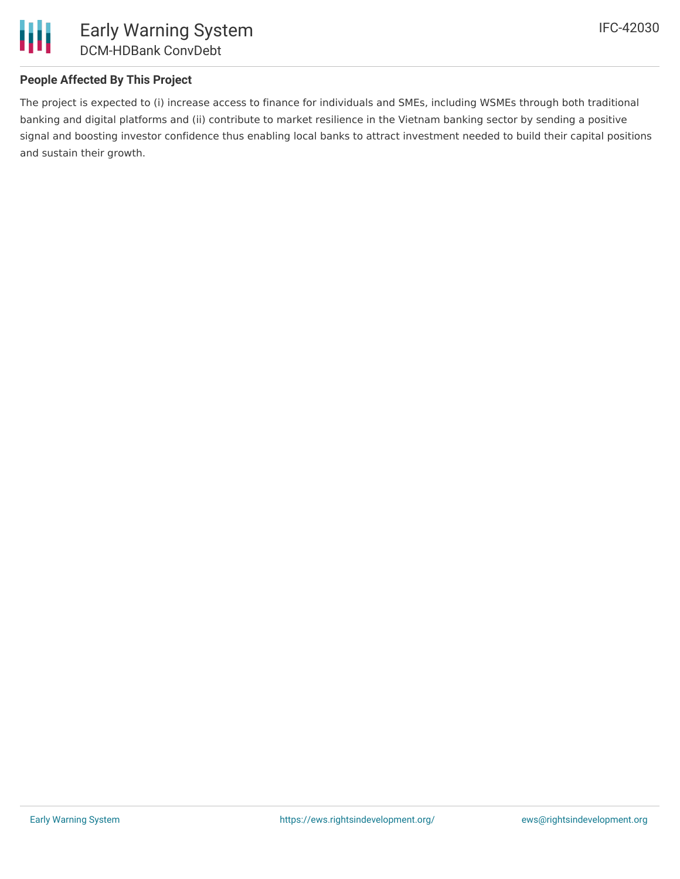## People Affected By This Project

The project is expected to (i) increase access to finance for individuals and SMEs, including WSMEs through both traditional banking and digital platforms and (ii) contribute to market resilience in the Vietnam banking sector by sending a positive signal and boosting investor confidence thus enabling local banks to attract investment needed to build their capital positions and sustain their growth.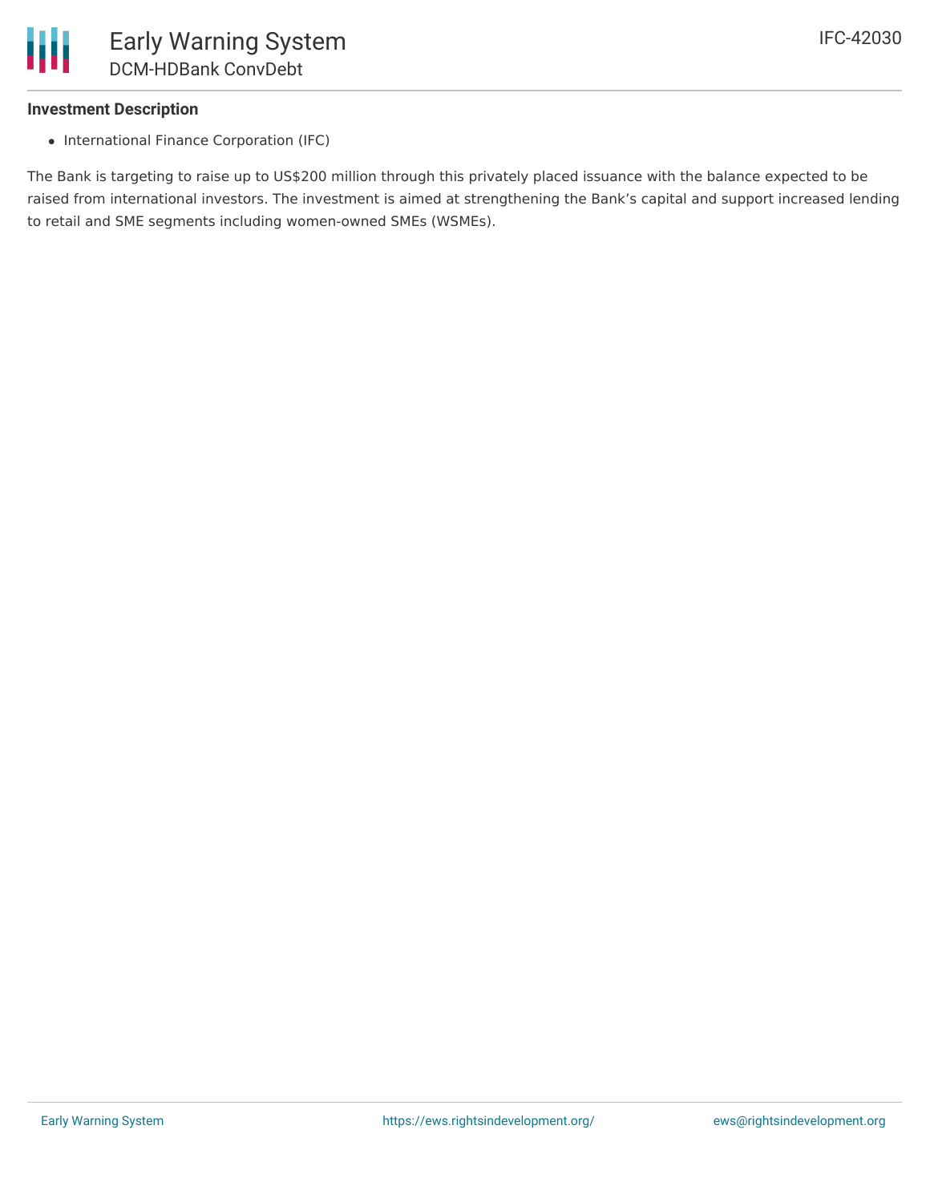**Investment Description**

- International Finance Corporation (IFC)

The Bank is targeting to raise up to US$200 million through this privately placed issuance with the balance expected to be raised from international investors. The investment is aimed at strengthening the Bank's capital and support increased lending to retail and SME segments including women-owned SMEs (WSMEs).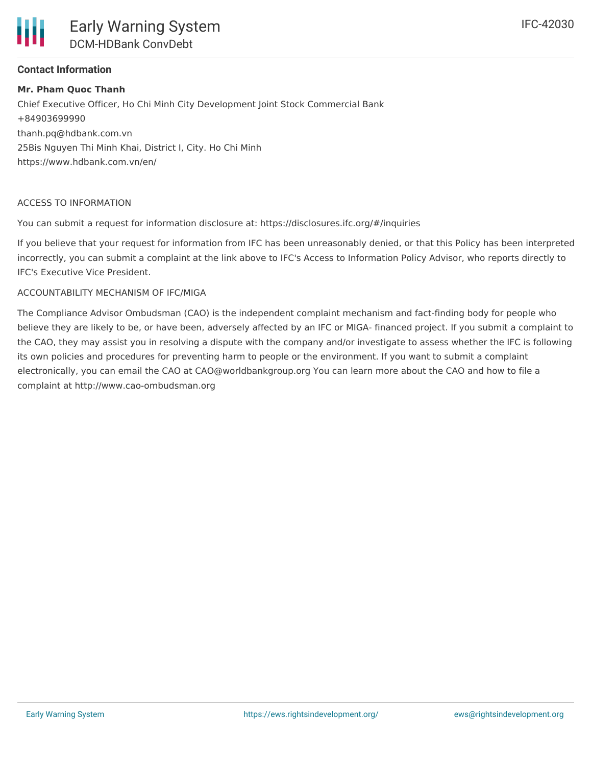## Contact Information

**Mr. Pham Quoc Thanh**

Chief Executive Officer, Ho Chi Minh City Development Joint Stock Commercial Bank
+84903699990
thanh.pq@hdbank.com.vn
25Bis Nguyen Thi Minh Khai, District I, City. Ho Chi Minh
https://www.hdbank.com.vn/en/

ACCESS TO INFORMATION

You can submit a request for information disclosure at: https://disclosures.ifc.org/#/inquiries

If you believe that your request for information from IFC has been unreasonably denied, or that this Policy has been interpreted incorrectly, you can submit a complaint at the link above to IFC's Access to Information Policy Advisor, who reports directly to IFC's Executive Vice President.

ACCOUNTABILITY MECHANISM OF IFC/MIGA

The Compliance Advisor Ombudsman (CAO) is the independent complaint mechanism and fact-finding body for people who believe they are likely to be, or have been, adversely affected by an IFC or MIGA- financed project. If you submit a complaint to the CAO, they may assist you in resolving a dispute with the company and/or investigate to assess whether the IFC is following its own policies and procedures for preventing harm to people or the environment. If you want to submit a complaint electronically, you can email the CAO at CAO@worldbankgroup.org You can learn more about the CAO and how to file a complaint at http://www.cao-ombudsman.org